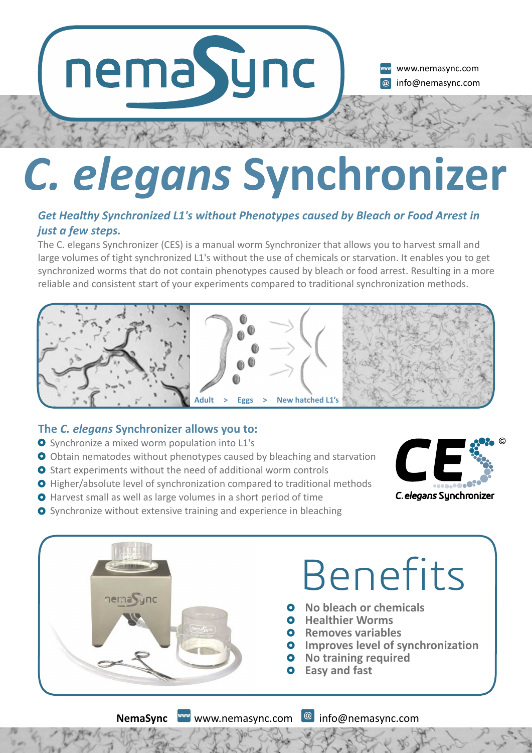nemaSync

www.nemasync.com
info@nemasync.com

# *C. elegans* Synchronizer

***Get Healthy Synchronized L1's without Phenotypes caused by Bleach or Food Arrest in just a few steps.***

The C. elegans Synchronizer (CES) is a manual worm Synchronizer that allows you to harvest small and large volumes of tight synchronized L1's without the use of chemicals or starvation. It enables you to get synchronized worms that do not contain phenotypes caused by bleach or food arrest. Resulting in a more reliable and consistent start of your experiments compared to traditional synchronization methods.

Adult > Eggs > New hatched L1's

## The *C. elegans* Synchronizer allows you to:

- Synchronize a mixed worm population into L1's
- Obtain nematodes without phenotypes caused by bleaching and starvation
- Start experiments without the need of additional worm controls
- Higher/absolute level of synchronization compared to traditional methods
- Harvest small as well as large volumes in a short period of time
- Synchronize without extensive training and experience in bleaching

CES ©
*C. elegans* Synchronizer

## Benefits

- **No bleach or chemicals**
- **Healthier Worms**
- **Removes variables**
- **Improves level of synchronization**
- **No training required**
- **Easy and fast**

**NemaSync** www.nemasync.com info@nemasync.com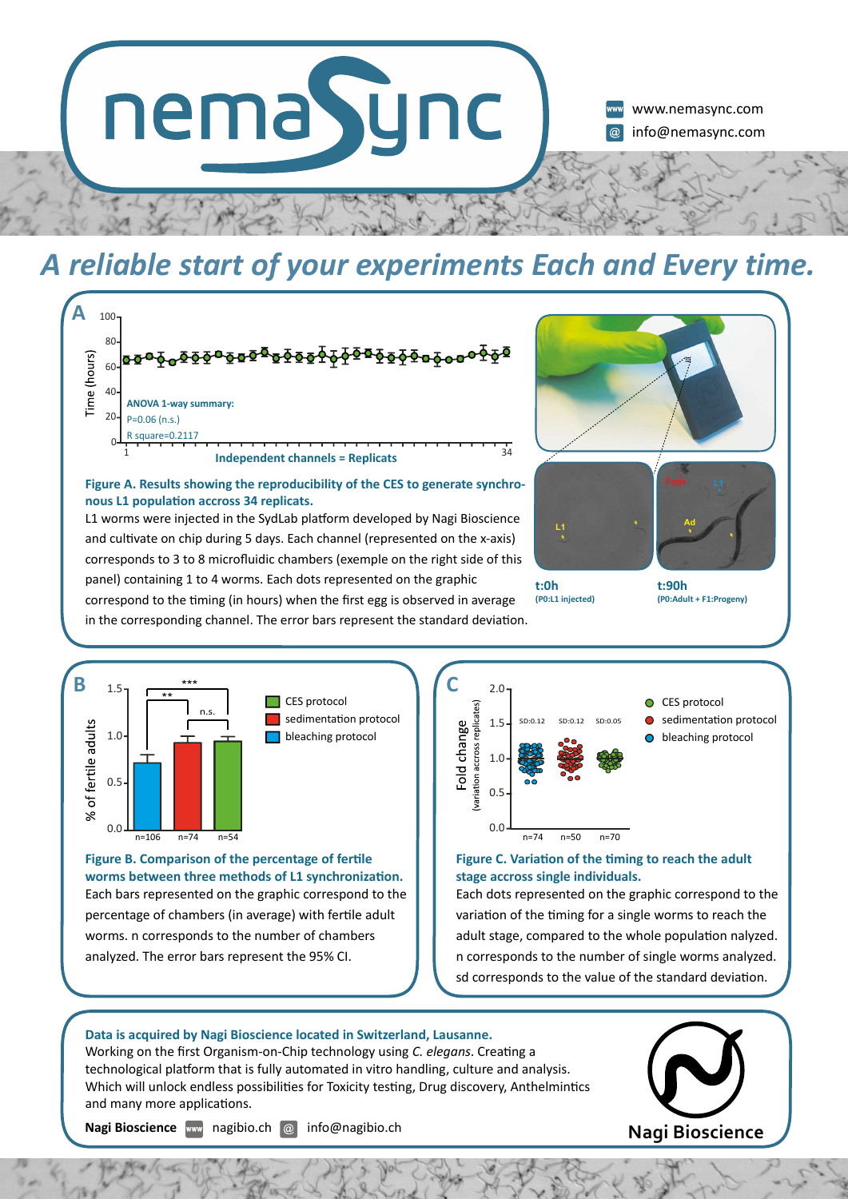# nemaSync

www.nemasync.com
info@nemasync.com

## A reliable start of your experiments Each and Every time.

A

100
80
60
40
20
0
Time (hours)
ANOVA 1-way summary:
P=0.06 (n.s.)
R square=0.2117
1
34
Independent channels = Replicates

t:0h
(P0:L1 injected)
L1

t:90h
(P0:Adult + F1:Progeny)
Eggs
L1
Ad

**Figure A. Results showing the reproducibility of the CES to generate synchronous L1 population accross 34 replicats.**
L1 worms were injected in the SydLab platform developed by Nagi Bioscience and cultivate on chip during 5 days. Each channel (represented on the x-axis) corresponds to 3 to 8 microfluidic chambers (exemple on the right side of this panel) containing 1 to 4 worms. Each dots represented on the graphic correspond to the timing (in hours) when the first egg is observed in average in the corresponding channel. The error bars represent the standard deviation.

B

1.5
1.0
0.5
0.0
% of fertile adults
***
**
n.s.
n=106
n=74
n=54
CES protocol
sedimentation protocol
bleaching protocol

**Figure B. Comparison of the percentage of fertile worms between three methods of L1 synchronization.**
Each bars represented on the graphic correspond to the percentage of chambers (in average) with fertile adult worms. n corresponds to the number of chambers analyzed. The error bars represent the 95% CI.

C

2.0
1.5
1.0
0.5
0.0
Fold change
(variation accross replicates)
SD:0.12
SD:0.12
SD:0.05
n=74
n=50
n=70
CES protocol
sedimentation protocol
bleaching protocol

**Figure C. Variation of the timing to reach the adult stage accross single individuals.**
Each dots represented on the graphic correspond to the variation of the timing for a single worms to reach the adult stage, compared to the whole population nalyzed. n corresponds to the number of single worms analyzed. sd corresponds to the value of the standard deviation.

**Data is acquired by Nagi Bioscience located in Switzerland, Lausanne.**
Working on the first Organism-on-Chip technology using *C. elegans*. Creating a technological platform that is fully automated in vitro handling, culture and analysis. Which will unlock endless possibilities for Toxicity testing, Drug discovery, Anthelmintics and many more applications.

**Nagi Bioscience** nagibio.ch info@nagibio.ch

Nagi Bioscience